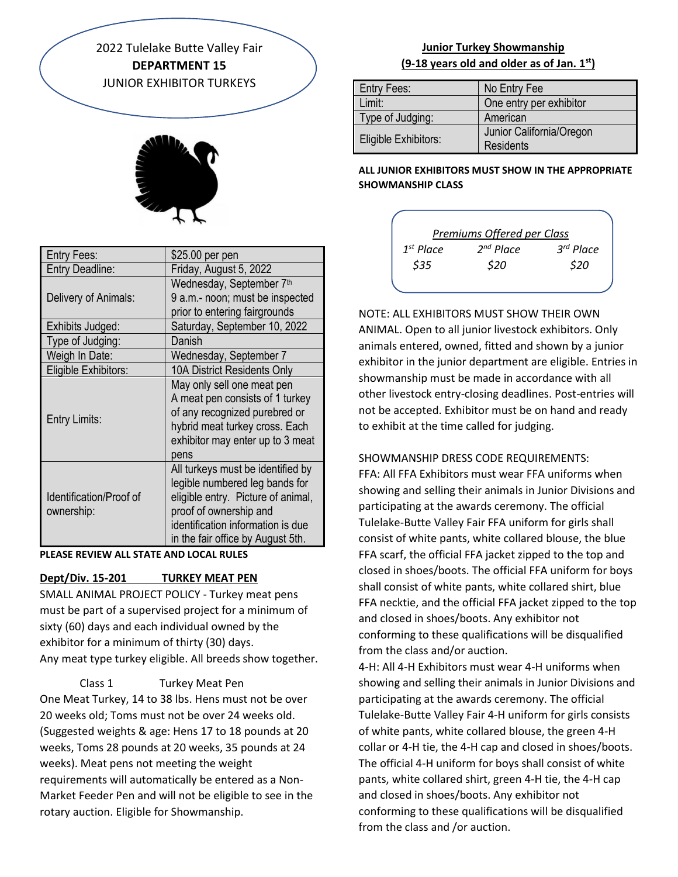2022 Tulelake Butte Valley Fair
**DEPARTMENT 15**
JUNIOR EXHIBITOR TURKEYS

| | |
|---|---|
| Entry Fees: | $25.00 per pen |
| Entry Deadline: | Friday, August 5, 2022 |
| Delivery of Animals: | Wednesday, September 7th 9 a.m.- noon; must be inspected prior to entering fairgrounds |
| Exhibits Judged: | Saturday, September 10, 2022 |
| Type of Judging: | Danish |
| Weigh In Date: | Wednesday, September 7 |
| Eligible Exhibitors: | 10A District Residents Only |
| Entry Limits: | May only sell one meat pen A meat pen consists of 1 turkey of any recognized purebred or hybrid meat turkey cross. Each exhibitor may enter up to 3 meat pens |
| Identification/Proof of ownership: | All turkeys must be identified by legible numbered leg bands for eligible entry. Picture of animal, proof of ownership and identification information is due in the fair office by August 5th. |

**PLEASE REVIEW ALL STATE AND LOCAL RULES**

**Dept/Div. 15-201 TURKEY MEAT PEN**

SMALL ANIMAL PROJECT POLICY - Turkey meat pens must be part of a supervised project for a minimum of sixty (60) days and each individual owned by the exhibitor for a minimum of thirty (30) days.
Any meat type turkey eligible. All breeds show together.

Class 1 Turkey Meat Pen

One Meat Turkey, 14 to 38 lbs. Hens must not be over 20 weeks old; Toms must not be over 24 weeks old. (Suggested weights & age: Hens 17 to 18 pounds at 20 weeks, Toms 28 pounds at 20 weeks, 35 pounds at 24 weeks). Meat pens not meeting the weight requirements will automatically be entered as a Non-Market Feeder Pen and will not be eligible to see in the rotary auction. Eligible for Showmanship.

**Junior Turkey Showmanship**
**(9-18 years old and older as of Jan. 1st)**

| | |
|---|---|
| Entry Fees: | No Entry Fee |
| Limit: | One entry per exhibitor |
| Type of Judging: | American |
| Eligible Exhibitors: | Junior California/Oregon Residents |

**ALL JUNIOR EXHIBITORS MUST SHOW IN THE APPROPRIATE SHOWMANSHIP CLASS**

*Premiums Offered per Class*

| *1st Place* | *2nd Place* | *3rd Place* |
|---|---|---|
| *$35* | *$20* | *$20* |

NOTE: ALL EXHIBITORS MUST SHOW THEIR OWN ANIMAL. Open to all junior livestock exhibitors. Only animals entered, owned, fitted and shown by a junior exhibitor in the junior department are eligible. Entries in showmanship must be made in accordance with all other livestock entry-closing deadlines. Post-entries will not be accepted. Exhibitor must be on hand and ready to exhibit at the time called for judging.

SHOWMANSHIP DRESS CODE REQUIREMENTS:

FFA: All FFA Exhibitors must wear FFA uniforms when showing and selling their animals in Junior Divisions and participating at the awards ceremony. The official Tulelake-Butte Valley Fair FFA uniform for girls shall consist of white pants, white collared blouse, the blue FFA scarf, the official FFA jacket zipped to the top and closed in shoes/boots. The official FFA uniform for boys shall consist of white pants, white collared shirt, blue FFA necktie, and the official FFA jacket zipped to the top and closed in shoes/boots. Any exhibitor not conforming to these qualifications will be disqualified from the class and/or auction.

4-H: All 4-H Exhibitors must wear 4-H uniforms when showing and selling their animals in Junior Divisions and participating at the awards ceremony. The official Tulelake-Butte Valley Fair 4-H uniform for girls consists of white pants, white collared blouse, the green 4-H collar or 4-H tie, the 4-H cap and closed in shoes/boots. The official 4-H uniform for boys shall consist of white pants, white collared shirt, green 4-H tie, the 4-H cap and closed in shoes/boots. Any exhibitor not conforming to these qualifications will be disqualified from the class and /or auction.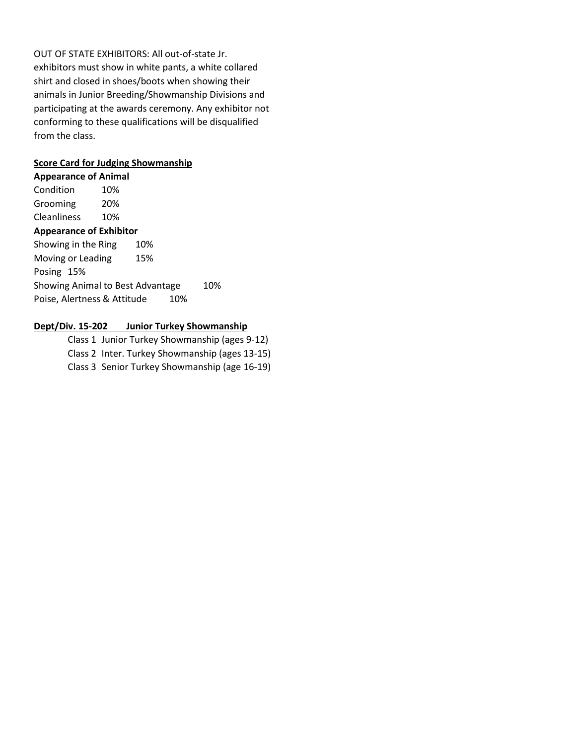OUT OF STATE EXHIBITORS: All out-of-state Jr. exhibitors must show in white pants, a white collared shirt and closed in shoes/boots when showing their animals in Junior Breeding/Showmanship Divisions and participating at the awards ceremony. Any exhibitor not conforming to these qualifications will be disqualified from the class.

**<u>Score Card for Judging Showmanship</u>**

**Appearance of Animal**

| | |
|---|---|
| Condition | 10% |
| Grooming | 20% |
| Cleanliness | 10% |

**Appearance of Exhibitor**

| | |
|---|---|
| Showing in the Ring | 10% |
| Moving or Leading | 15% |
| Posing | 15% |
| Showing Animal to Best Advantage | 10% |
| Poise, Alertness & Attitude | 10% |

**<u>Dept/Div. 15-202 Junior Turkey Showmanship</u>**

Class 1 Junior Turkey Showmanship (ages 9-12)
Class 2 Inter. Turkey Showmanship (ages 13-15)
Class 3 Senior Turkey Showmanship (age 16-19)